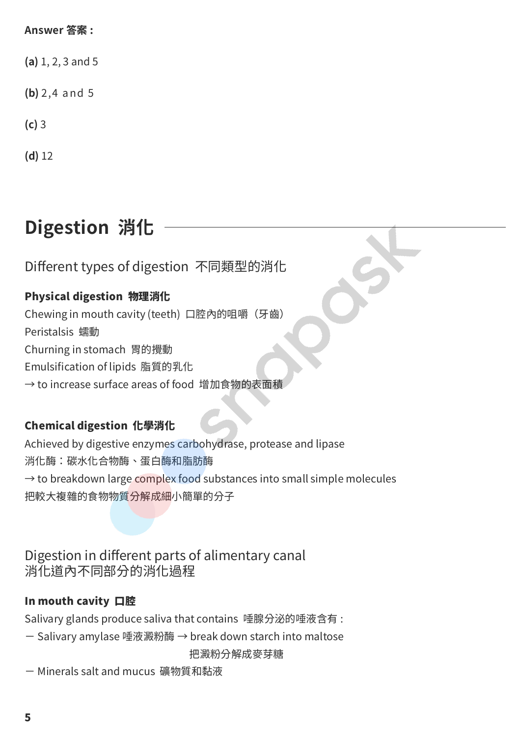**Answer 答案：**

**(a)** 1, 2, 3 and 5

**(b)** 2,4 and 5

**(c)** 3

**(d)** 12

# Digestion 消化

## Different types of digestion 不同類型的消化

### Physical digestion 物理消化

Chewing in mouth cavity (teeth) 口腔內的咀嚼（牙齒）
Peristalsis 蠕動
Churning in stomach 胃的攪動
Emulsification of lipids 脂質的乳化
→ to increase surface areas of food 增加食物的表面積

### Chemical digestion 化學消化

Achieved by digestive enzymes carbohydrase, protease and lipase
消化酶：碳水化合物酶、蛋白酶和脂肪酶
→ to breakdown large complex food substances into small simple molecules
把較大複雜的食物物質分解成細小簡單的分子

## Digestion in different parts of alimentary canal
## 消化道內不同部分的消化過程

### In mouth cavity 口腔

Salivary glands produce saliva that contains 唾腺分泌的唾液含有：
－ Salivary amylase 唾液澱粉酶 → break down starch into maltose
把澱粉分解成麥芽糖
－ Minerals salt and mucus 礦物質和黏液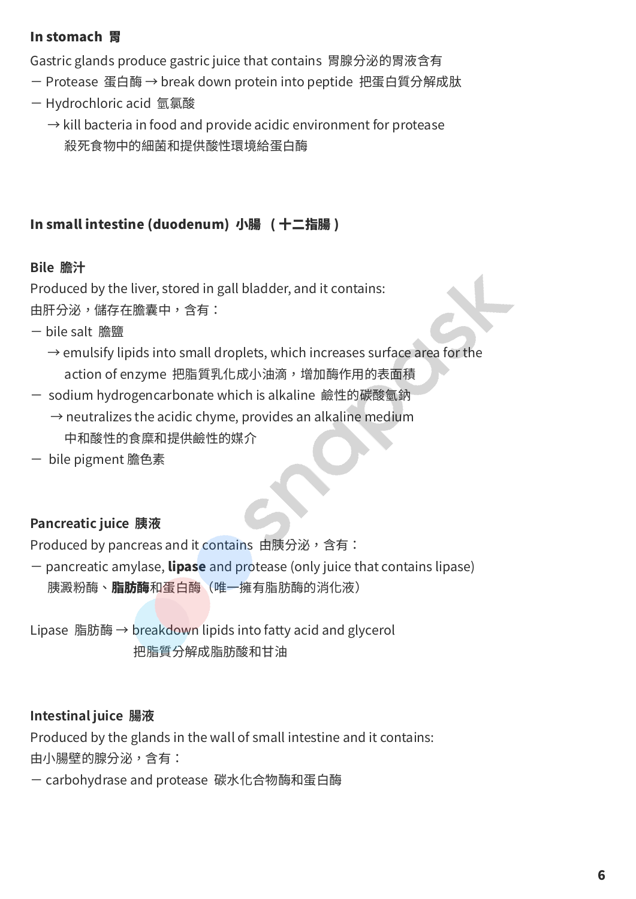**In stomach 胃**

Gastric glands produce gastric juice that contains 胃腺分泌的胃液含有

- Protease 蛋白酶 → break down protein into peptide 把蛋白質分解成肽
- Hydrochloric acid 氫氯酸
  - → kill bacteria in food and provide acidic environment for protease
    殺死食物中的細菌和提供酸性環境給蛋白酶

**In small intestine (duodenum) 小腸 （十二指腸）**

**Bile 膽汁**

Produced by the liver, stored in gall bladder, and it contains:
由肝分泌，儲存在膽囊中，含有：

- bile salt 膽鹽
  - → emulsify lipids into small droplets, which increases surface area for the action of enzyme 把脂質乳化成小油滴，增加酶作用的表面積
- sodium hydrogencarbonate which is alkaline 鹼性的碳酸氫鈉
  - → neutralizes the acidic chyme, provides an alkaline medium
    中和酸性的食糜和提供鹼性的媒介
- bile pigment 膽色素

**Pancreatic juice 胰液**

Produced by pancreas and it contains 由胰分泌，含有：

- pancreatic amylase, **lipase** and protease (only juice that contains lipase)
  胰澱粉酶、**脂肪酶**和蛋白酶（唯一擁有脂肪酶的消化液）

Lipase 脂肪酶 → breakdown lipids into fatty acid and glycerol
把脂質分解成脂肪酸和甘油

**Intestinal juice 腸液**

Produced by the glands in the wall of small intestine and it contains:
由小腸壁的腺分泌，含有：

- carbohydrase and protease 碳水化合物酶和蛋白酶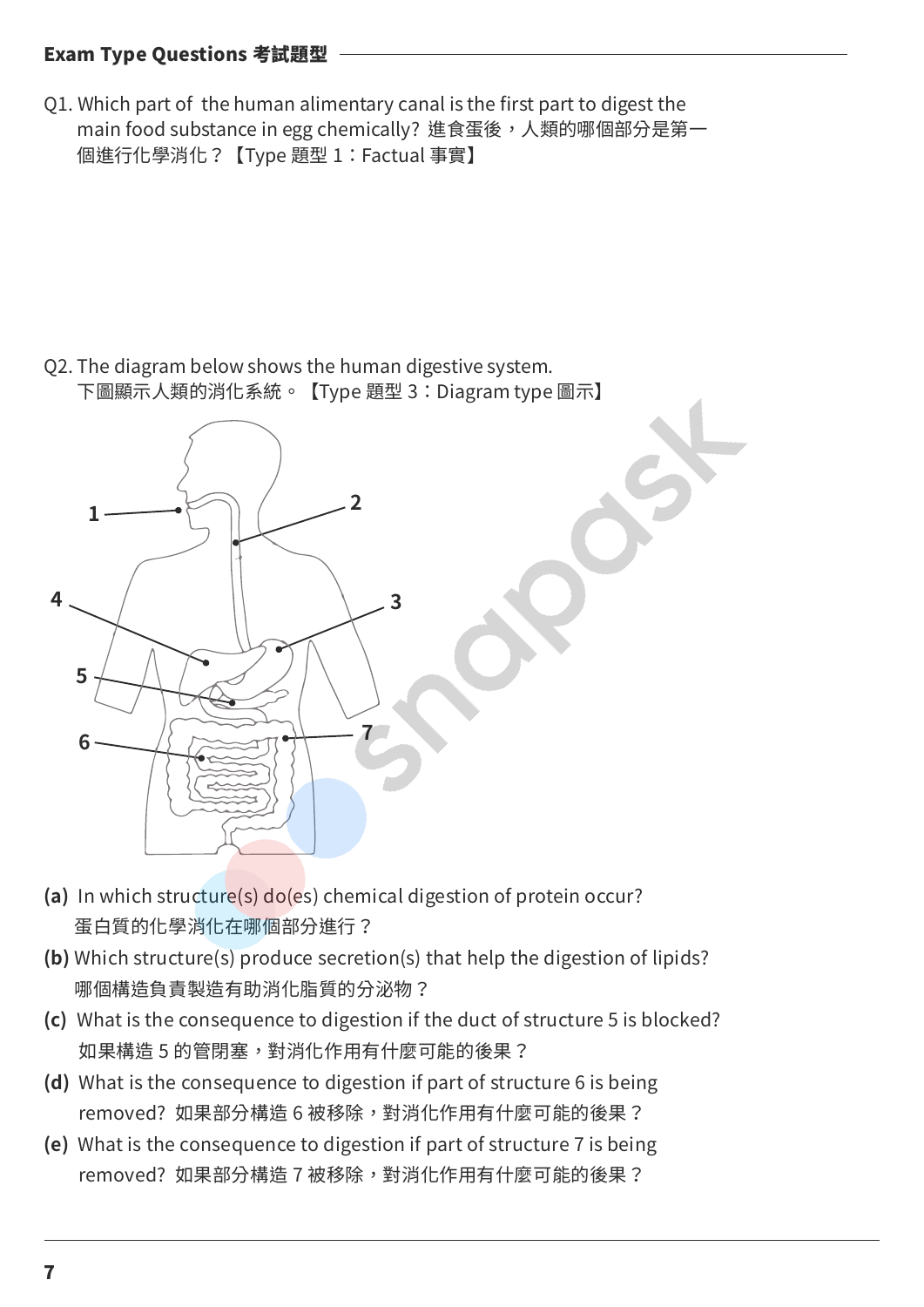## Exam Type Questions 考試題型

Q1. Which part of the human alimentary canal is the first part to digest the main food substance in egg chemically? 進食蛋後，人類的哪個部分是第一個進行化學消化？【Type 題型 1：Factual 事實】

Q2. The diagram below shows the human digestive system.
下圖顯示人類的消化系統。【Type 題型 3：Diagram type 圖示】

1

2

3

4

5

6

7

**(a)** In which structure(s) do(es) chemical digestion of protein occur?
蛋白質的化學消化在哪個部分進行？

**(b)** Which structure(s) produce secretion(s) that help the digestion of lipids?
哪個構造負責製造有助消化脂質的分泌物？

**(c)** What is the consequence to digestion if the duct of structure 5 is blocked?
如果構造 5 的管閉塞，對消化作用有什麼可能的後果？

**(d)** What is the consequence to digestion if part of structure 6 is being removed? 如果部分構造 6 被移除，對消化作用有什麼可能的後果？

**(e)** What is the consequence to digestion if part of structure 7 is being removed? 如果部分構造 7 被移除，對消化作用有什麼可能的後果？